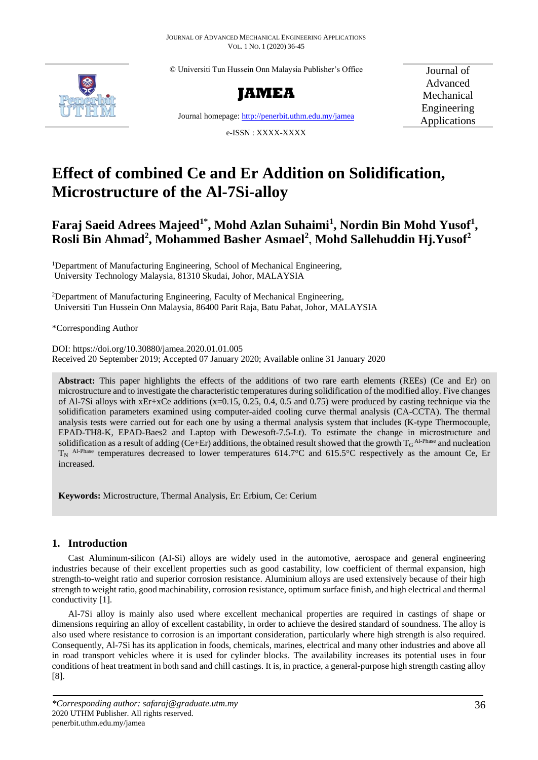© Universiti Tun Hussein Onn Malaysia Publisher's Office

**JAMEA**

Journal homepage: http://penerbit.uthm.edu.my/jamea

e-ISSN : XXXX-XXXX

Journal of Advanced Mechanical Engineering Applications

# Effect of combined Ce and Er Addition on Solidification, Microstructure of the Al-7Si-alloy

**Faraj Saeid Adrees Majeed[1*], Mohd Azlan Suhaimi[1], Nordin Bin Mohd Yusof[1], Rosli Bin Ahmad[2], Mohammed Basher Asmael[2], Mohd Sallehuddin Hj.Yusof[2]**

[1]Department of Manufacturing Engineering, School of Mechanical Engineering, University Technology Malaysia, 81310 Skudai, Johor, MALAYSIA

[2]Department of Manufacturing Engineering, Faculty of Mechanical Engineering, Universiti Tun Hussein Onn Malaysia, 86400 Parit Raja, Batu Pahat, Johor, MALAYSIA

*Corresponding Author

DOI: https://doi.org/10.30880/jamea.2020.01.01.005
Received 20 September 2019; Accepted 07 January 2020; Available online 31 January 2020

**Abstract:** This paper highlights the effects of the additions of two rare earth elements (REEs) (Ce and Er) on microstructure and to investigate the characteristic temperatures during solidification of the modified alloy. Five changes of Al-7Si alloys with xEr+xCe additions (x=0.15, 0.25, 0.4, 0.5 and 0.75) were produced by casting technique via the solidification parameters examined using computer-aided cooling curve thermal analysis (CA-CCTA). The thermal analysis tests were carried out for each one by using a thermal analysis system that includes (K-type Thermocouple, EPAD-TH8-K, EPAD-Baes2 and Laptop with Dewesoft-7.5-Lt). To estimate the change in microstructure and solidification as a result of adding (Ce+Er) additions, the obtained result showed that the growth $T_G^{\text{Al-Phase}}$ and nucleation $T_N^{\text{Al-Phase}}$ temperatures decreased to lower temperatures 614.7°C and 615.5°C respectively as the amount Ce, Er increased.

**Keywords:** Microstructure, Thermal Analysis, Er: Erbium, Ce: Cerium

## 1. Introduction

Cast Aluminum-silicon (AI-Si) alloys are widely used in the automotive, aerospace and general engineering industries because of their excellent properties such as good castability, low coefficient of thermal expansion, high strength-to-weight ratio and superior corrosion resistance. Aluminium alloys are used extensively because of their high strength to weight ratio, good machinability, corrosion resistance, optimum surface finish, and high electrical and thermal conductivity [1].

Al-7Si alloy is mainly also used where excellent mechanical properties are required in castings of shape or dimensions requiring an alloy of excellent castability, in order to achieve the desired standard of soundness. The alloy is also used where resistance to corrosion is an important consideration, particularly where high strength is also required. Consequently, Al-7Si has its application in foods, chemicals, marines, electrical and many other industries and above all in road transport vehicles where it is used for cylinder blocks. The availability increases its potential uses in four conditions of heat treatment in both sand and chill castings. It is, in practice, a general-purpose high strength casting alloy [8].

*\*Corresponding author: safaraj@graduate.utm.my*
2020 UTHM Publisher. All rights reserved.
penerbit.uthm.edu.my/jamea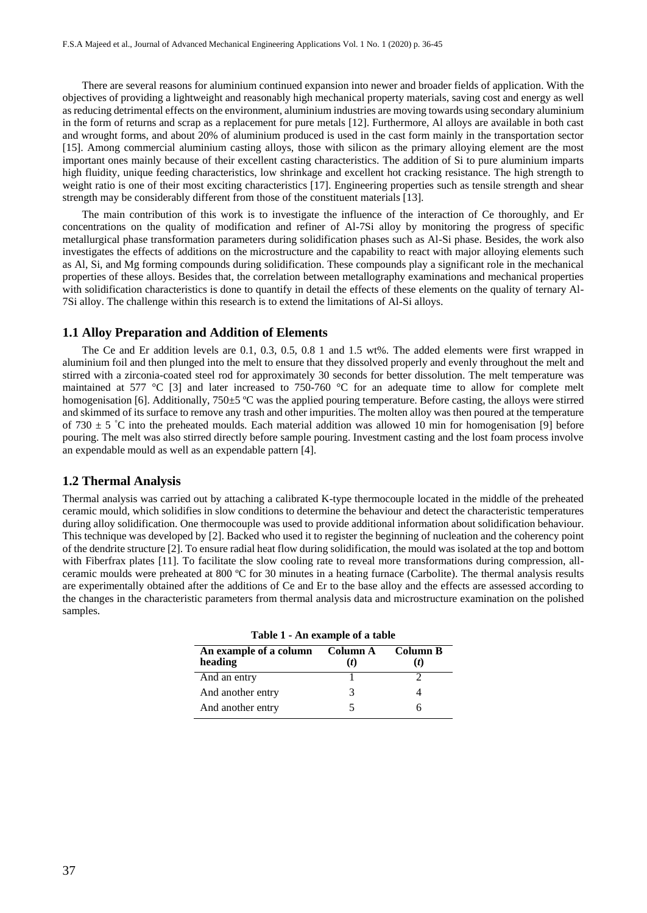There are several reasons for aluminium continued expansion into newer and broader fields of application. With the objectives of providing a lightweight and reasonably high mechanical property materials, saving cost and energy as well as reducing detrimental effects on the environment, aluminium industries are moving towards using secondary aluminium in the form of returns and scrap as a replacement for pure metals [12]. Furthermore, Al alloys are available in both cast and wrought forms, and about 20% of aluminium produced is used in the cast form mainly in the transportation sector [15]. Among commercial aluminium casting alloys, those with silicon as the primary alloying element are the most important ones mainly because of their excellent casting characteristics. The addition of Si to pure aluminium imparts high fluidity, unique feeding characteristics, low shrinkage and excellent hot cracking resistance. The high strength to weight ratio is one of their most exciting characteristics [17]. Engineering properties such as tensile strength and shear strength may be considerably different from those of the constituent materials [13].

The main contribution of this work is to investigate the influence of the interaction of Ce thoroughly, and Er concentrations on the quality of modification and refiner of Al-7Si alloy by monitoring the progress of specific metallurgical phase transformation parameters during solidification phases such as Al-Si phase. Besides, the work also investigates the effects of additions on the microstructure and the capability to react with major alloying elements such as Al, Si, and Mg forming compounds during solidification. These compounds play a significant role in the mechanical properties of these alloys. Besides that, the correlation between metallography examinations and mechanical properties with solidification characteristics is done to quantify in detail the effects of these elements on the quality of ternary Al-7Si alloy. The challenge within this research is to extend the limitations of Al-Si alloys.

## 1.1 Alloy Preparation and Addition of Elements

The Ce and Er addition levels are 0.1, 0.3, 0.5, 0.8 1 and 1.5 wt%. The added elements were first wrapped in aluminium foil and then plunged into the melt to ensure that they dissolved properly and evenly throughout the melt and stirred with a zirconia-coated steel rod for approximately 30 seconds for better dissolution. The melt temperature was maintained at 577 °C [3] and later increased to 750-760 °C for an adequate time to allow for complete melt homogenisation [6]. Additionally, 750±5 ºC was the applied pouring temperature. Before casting, the alloys were stirred and skimmed of its surface to remove any trash and other impurities. The molten alloy was then poured at the temperature of 730 ± 5 ˚C into the preheated moulds. Each material addition was allowed 10 min for homogenisation [9] before pouring. The melt was also stirred directly before sample pouring. Investment casting and the lost foam process involve an expendable mould as well as an expendable pattern [4].

## 1.2 Thermal Analysis

Thermal analysis was carried out by attaching a calibrated K-type thermocouple located in the middle of the preheated ceramic mould, which solidifies in slow conditions to determine the behaviour and detect the characteristic temperatures during alloy solidification. One thermocouple was used to provide additional information about solidification behaviour. This technique was developed by [2]. Backed who used it to register the beginning of nucleation and the coherency point of the dendrite structure [2]. To ensure radial heat flow during solidification, the mould was isolated at the top and bottom with Fiberfrax plates [11]. To facilitate the slow cooling rate to reveal more transformations during compression, all-ceramic moulds were preheated at 800 ºC for 30 minutes in a heating furnace (Carbolite). The thermal analysis results are experimentally obtained after the additions of Ce and Er to the base alloy and the effects are assessed according to the changes in the characteristic parameters from thermal analysis data and microstructure examination on the polished samples.

**Table 1 - An example of a table**

| An example of a column heading | Column A (*t*) | Column B (*t*) |
|---|---|---|
| And an entry | 1 | 2 |
| And another entry | 3 | 4 |
| And another entry | 5 | 6 |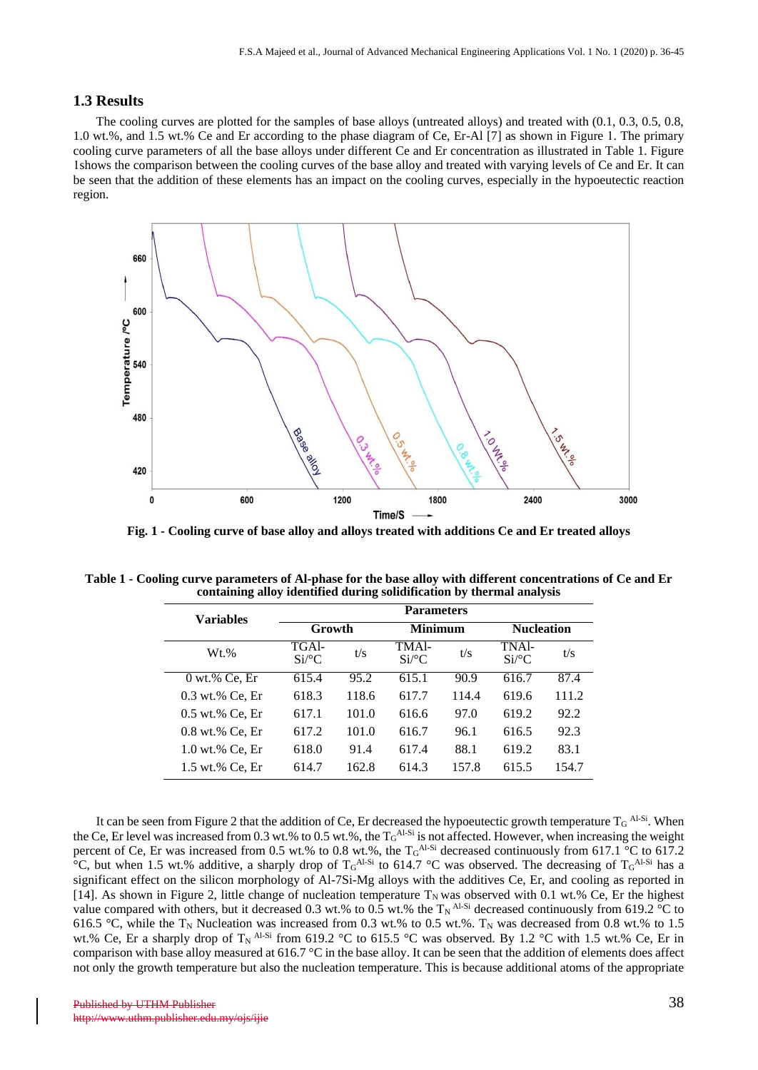### 1.3 Results

The cooling curves are plotted for the samples of base alloys (untreated alloys) and treated with (0.1, 0.3, 0.5, 0.8, 1.0 wt.%, and 1.5 wt.% Ce and Er according to the phase diagram of Ce, Er-Al [7] as shown in Figure 1. The primary cooling curve parameters of all the base alloys under different Ce and Er concentration as illustrated in Table 1. Figure 1shows the comparison between the cooling curves of the base alloy and treated with varying levels of Ce and Er. It can be seen that the addition of these elements has an impact on the cooling curves, especially in the hypoeutectic reaction region.

**Fig. 1 - Cooling curve of base alloy and alloys treated with additions Ce and Er treated alloys**

**Table 1 - Cooling curve parameters of Al-phase for the base alloy with different concentrations of Ce and Er containing alloy identified during solidification by thermal analysis**

| Variables | Parameters | | | | | |
|---|---|---|---|---|---|---|
| | Growth | | Minimum | | Nucleation | |
| Wt.% | TGAl-Si/°C | t/s | TMAl-Si/°C | t/s | TNAl-Si/°C | t/s |
| 0 wt.% Ce, Er | 615.4 | 95.2 | 615.1 | 90.9 | 616.7 | 87.4 |
| 0.3 wt.% Ce, Er | 618.3 | 118.6 | 617.7 | 114.4 | 619.6 | 111.2 |
| 0.5 wt.% Ce, Er | 617.1 | 101.0 | 616.6 | 97.0 | 619.2 | 92.2 |
| 0.8 wt.% Ce, Er | 617.2 | 101.0 | 616.7 | 96.1 | 616.5 | 92.3 |
| 1.0 wt.% Ce, Er | 618.0 | 91.4 | 617.4 | 88.1 | 619.2 | 83.1 |
| 1.5 wt.% Ce, Er | 614.7 | 162.8 | 614.3 | 157.8 | 615.5 | 154.7 |

It can be seen from Figure 2 that the addition of Ce, Er decreased the hypoeutectic growth temperature $T_G$ $^{Al-Si}$. When the Ce, Er level was increased from 0.3 wt.% to 0.5 wt.%, the $T_G^{Al-Si}$ is not affected. However, when increasing the weight percent of Ce, Er was increased from 0.5 wt.% to 0.8 wt.%, the $T_G^{Al-Si}$ decreased continuously from 617.1 °C to 617.2 °C, but when 1.5 wt.% additive, a sharply drop of $T_G^{Al-Si}$ to 614.7 °C was observed. The decreasing of $T_G^{Al-Si}$ has a significant effect on the silicon morphology of Al-7Si-Mg alloys with the additives Ce, Er, and cooling as reported in [14]. As shown in Figure 2, little change of nucleation temperature $T_N$ was observed with 0.1 wt.% Ce, Er the highest value compared with others, but it decreased 0.3 wt.% to 0.5 wt.% the $T_N$ $^{Al-Si}$ decreased continuously from 619.2 °C to 616.5 °C, while the $T_N$ Nucleation was increased from 0.3 wt.% to 0.5 wt.%. $T_N$ was decreased from 0.8 wt.% to 1.5 wt.% Ce, Er a sharply drop of $T_N$ $^{Al-Si}$ from 619.2 °C to 615.5 °C was observed. By 1.2 °C with 1.5 wt.% Ce, Er in comparison with base alloy measured at 616.7 °C in the base alloy. It can be seen that the addition of elements does affect not only the growth temperature but also the nucleation temperature. This is because additional atoms of the appropriate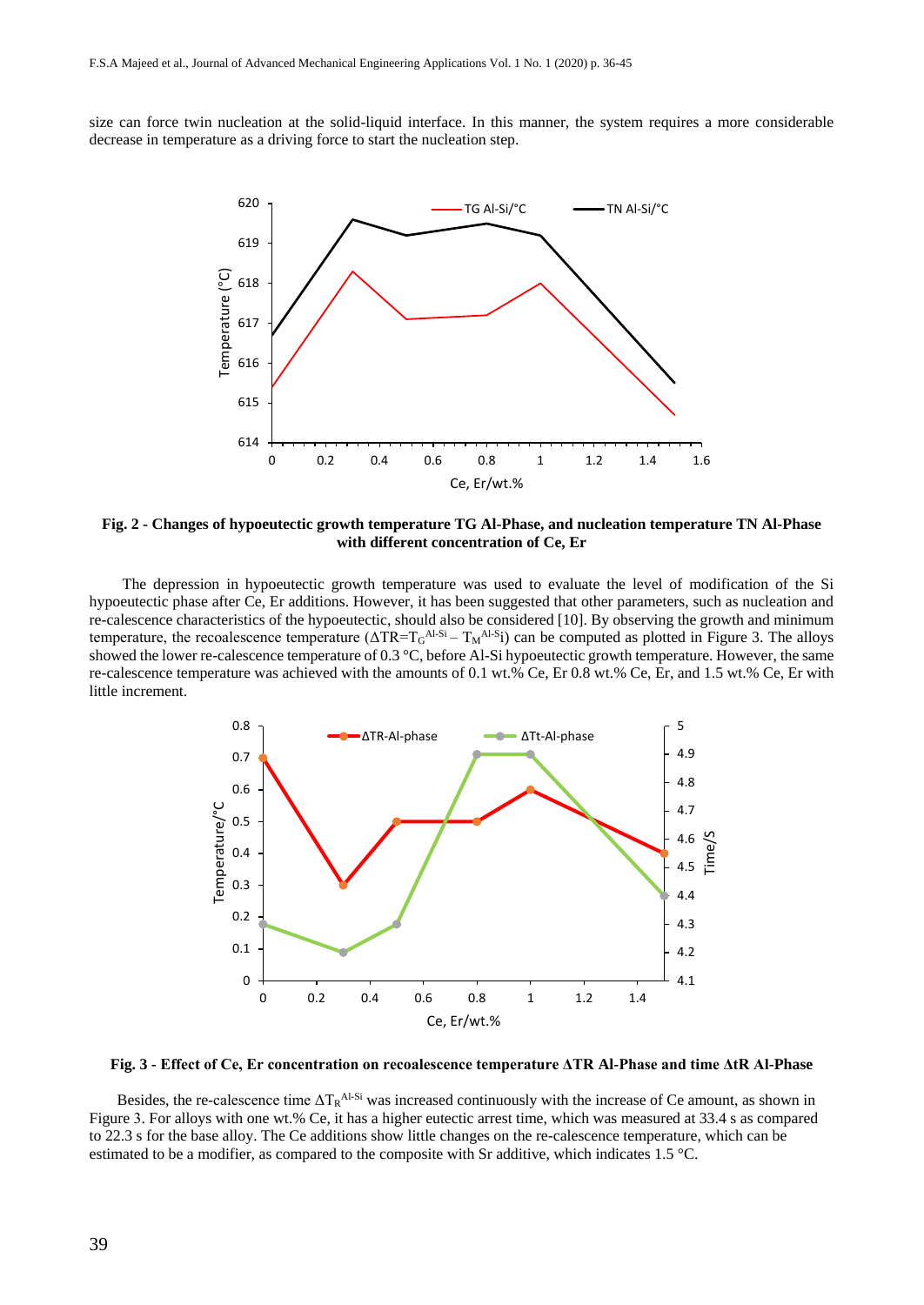size can force twin nucleation at the solid-liquid interface. In this manner, the system requires a more considerable decrease in temperature as a driving force to start the nucleation step.

**Fig. 2 - Changes of hypoeutectic growth temperature TG Al-Phase, and nucleation temperature TN Al-Phase with different concentration of Ce, Er**

The depression in hypoeutectic growth temperature was used to evaluate the level of modification of the Si hypoeutectic phase after Ce, Er additions. However, it has been suggested that other parameters, such as nucleation and re-calescence characteristics of the hypoeutectic, should also be considered [10]. By observing the growth and minimum temperature, the recoalescence temperature ($\Delta TR = T_G^{Al\text{-}Si} - T_M^{Al\text{-}Si}$) can be computed as plotted in Figure 3. The alloys showed the lower re-calescence temperature of 0.3 °C, before Al-Si hypoeutectic growth temperature. However, the same re-calescence temperature was achieved with the amounts of 0.1 wt.% Ce, Er 0.8 wt.% Ce, Er, and 1.5 wt.% Ce, Er with little increment.

**Fig. 3 - Effect of Ce, Er concentration on recoalescence temperature ΔTR Al-Phase and time ΔtR Al-Phase**

Besides, the re-calescence time $\Delta T_R^{Al\text{-}Si}$ was increased continuously with the increase of Ce amount, as shown in Figure 3. For alloys with one wt.% Ce, it has a higher eutectic arrest time, which was measured at 33.4 s as compared to 22.3 s for the base alloy. The Ce additions show little changes on the re-calescence temperature, which can be estimated to be a modifier, as compared to the composite with Sr additive, which indicates 1.5 °C.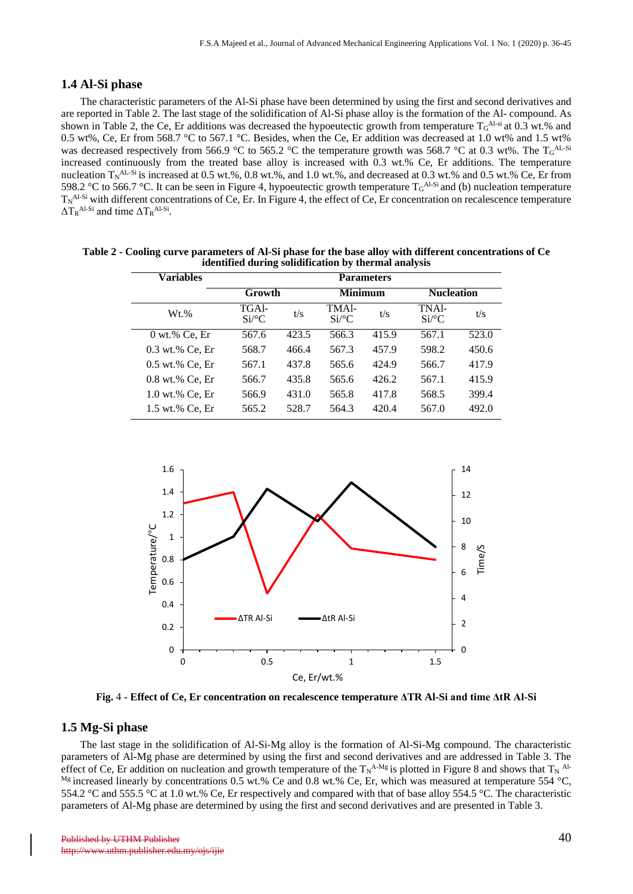### 1.4 Al-Si phase

The characteristic parameters of the Al-Si phase have been determined by using the first and second derivatives and are reported in Table 2. The last stage of the solidification of Al-Si phase alloy is the formation of the Al- compound. As shown in Table 2, the Ce, Er additions was decreased the hypoeutectic growth from temperature $T_G^{Al-si}$ at 0.3 wt.% and 0.5 wt%, Ce, Er from 568.7 °C to 567.1 °C. Besides, when the Ce, Er addition was decreased at 1.0 wt% and 1.5 wt% was decreased respectively from 566.9 °C to 565.2 °C the temperature growth was 568.7 °C at 0.3 wt%. The $T_G^{AL-Si}$ increased continuously from the treated base alloy is increased with 0.3 wt.% Ce, Er additions. The temperature nucleation $T_N^{AL-Si}$ is increased at 0.5 wt.%, 0.8 wt.%, and 1.0 wt.%, and decreased at 0.3 wt.% and 0.5 wt.% Ce, Er from 598.2 °C to 566.7 °C. It can be seen in Figure 4, hypoeutectic growth temperature $T_G^{Al-Si}$ and (b) nucleation temperature $T_N^{Al-Si}$ with different concentrations of Ce, Er. In Figure 4, the effect of Ce, Er concentration on recalescence temperature $\Delta T_R^{Al-Si}$ and time $\Delta T_R^{Al-Si}$.

**Table 2 - Cooling curve parameters of Al-Si phase for the base alloy with different concentrations of Ce identified during solidification by thermal analysis**

| Variables | Parameters | | | | | |
|---|---|---|---|---|---|---|
| | Growth | | Minimum | | Nucleation | |
| Wt.% | TGAl-Si/°C | t/s | TMAl-Si/°C | t/s | TNAl-Si/°C | t/s |
| 0 wt.% Ce, Er | 567.6 | 423.5 | 566.3 | 415.9 | 567.1 | 523.0 |
| 0.3 wt.% Ce, Er | 568.7 | 466.4 | 567.3 | 457.9 | 598.2 | 450.6 |
| 0.5 wt.% Ce, Er | 567.1 | 437.8 | 565.6 | 424.9 | 566.7 | 417.9 |
| 0.8 wt.% Ce, Er | 566.7 | 435.8 | 565.6 | 426.2 | 567.1 | 415.9 |
| 1.0 wt.% Ce, Er | 566.9 | 431.0 | 565.8 | 417.8 | 568.5 | 399.4 |
| 1.5 wt.% Ce, Er | 565.2 | 528.7 | 564.3 | 420.4 | 567.0 | 492.0 |

**Fig. 4 - Effect of Ce, Er concentration on recalescence temperature ΔTR Al-Si and time ΔtR Al-Si**

### 1.5 Mg-Si phase

The last stage in the solidification of Al-Si-Mg alloy is the formation of Al-Si-Mg compound. The characteristic parameters of Al-Mg phase are determined by using the first and second derivatives and are addressed in Table 3. The effect of Ce, Er addition on nucleation and growth temperature of the $T_N^{A-Mg}$ is plotted in Figure 8 and shows that $T_N^{Al-Mg}$ increased linearly by concentrations 0.5 wt.% Ce and 0.8 wt.% Ce, Er, which was measured at temperature 554 °C, 554.2 °C and 555.5 °C at 1.0 wt.% Ce, Er respectively and compared with that of base alloy 554.5 °C. The characteristic parameters of Al-Mg phase are determined by using the first and second derivatives and are presented in Table 3.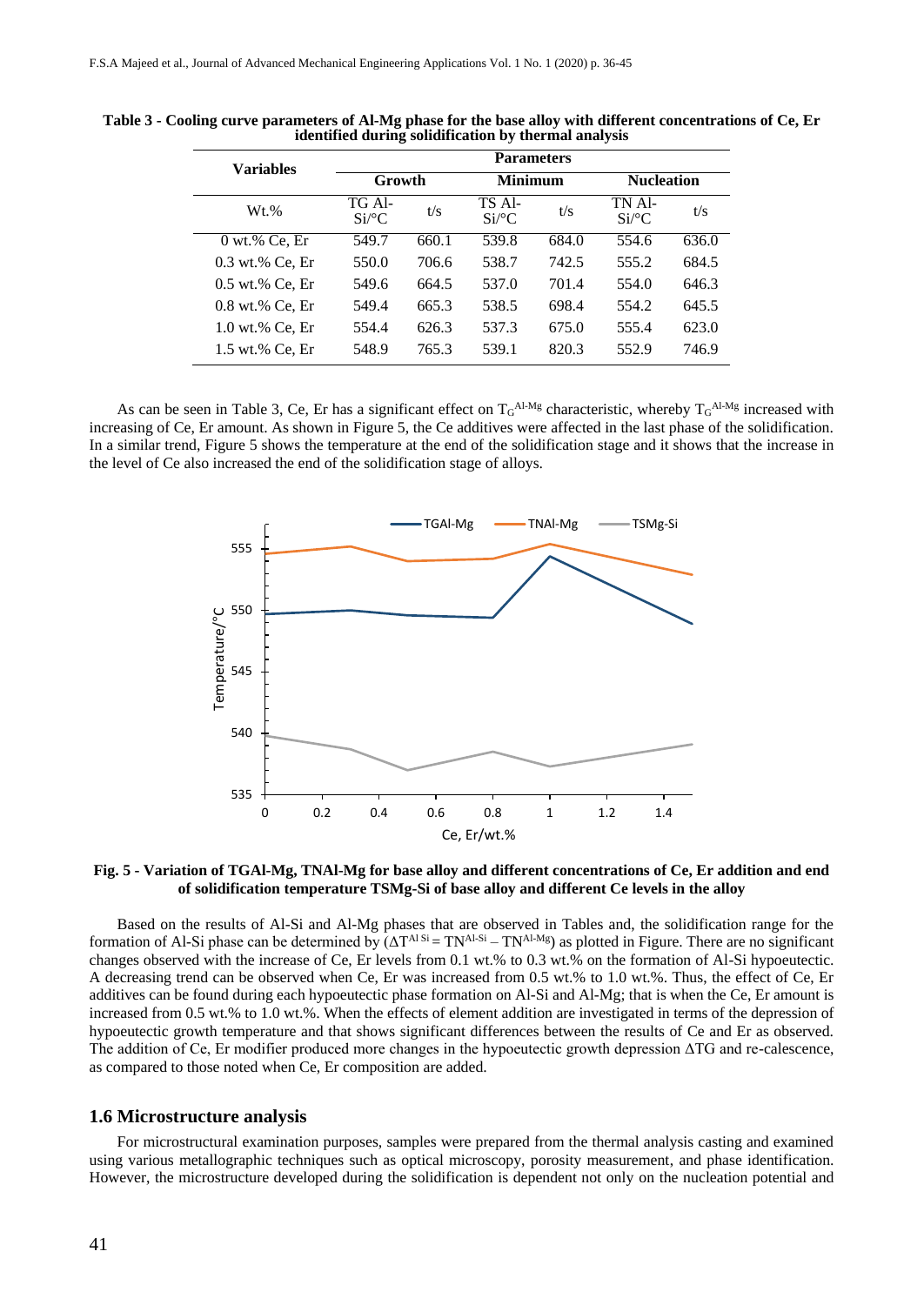**Table 3 - Cooling curve parameters of Al-Mg phase for the base alloy with different concentrations of Ce, Er identified during solidification by thermal analysis**

| Variables | Parameters | | | | | |
|---|---|---|---|---|---|---|
| | Growth | | Minimum | | Nucleation | |
| Wt.% | TG Al-Si/°C | t/s | TS Al-Si/°C | t/s | TN Al-Si/°C | t/s |
| 0 wt.% Ce, Er | 549.7 | 660.1 | 539.8 | 684.0 | 554.6 | 636.0 |
| 0.3 wt.% Ce, Er | 550.0 | 706.6 | 538.7 | 742.5 | 555.2 | 684.5 |
| 0.5 wt.% Ce, Er | 549.6 | 664.5 | 537.0 | 701.4 | 554.0 | 646.3 |
| 0.8 wt.% Ce, Er | 549.4 | 665.3 | 538.5 | 698.4 | 554.2 | 645.5 |
| 1.0 wt.% Ce, Er | 554.4 | 626.3 | 537.3 | 675.0 | 555.4 | 623.0 |
| 1.5 wt.% Ce, Er | 548.9 | 765.3 | 539.1 | 820.3 | 552.9 | 746.9 |

As can be seen in Table 3, Ce, Er has a significant effect on $T_G^{Al\text{-}Mg}$ characteristic, whereby $T_G^{Al\text{-}Mg}$ increased with increasing of Ce, Er amount. As shown in Figure 5, the Ce additives were affected in the last phase of the solidification. In a similar trend, Figure 5 shows the temperature at the end of the solidification stage and it shows that the increase in the level of Ce also increased the end of the solidification stage of alloys.

**Fig. 5 - Variation of TGAl-Mg, TNAl-Mg for base alloy and different concentrations of Ce, Er addition and end of solidification temperature TSMg-Si of base alloy and different Ce levels in the alloy**

Based on the results of Al-Si and Al-Mg phases that are observed in Tables and, the solidification range for the formation of Al-Si phase can be determined by ($\Delta T^{Al\,Si} = TN^{Al\text{-}Si} - TN^{Al\text{-}Mg}$) as plotted in Figure. There are no significant changes observed with the increase of Ce, Er levels from 0.1 wt.% to 0.3 wt.% on the formation of Al-Si hypoeutectic. A decreasing trend can be observed when Ce, Er was increased from 0.5 wt.% to 1.0 wt.%. Thus, the effect of Ce, Er additives can be found during each hypoeutectic phase formation on Al-Si and Al-Mg; that is when the Ce, Er amount is increased from 0.5 wt.% to 1.0 wt.%. When the effects of element addition are investigated in terms of the depression of hypoeutectic growth temperature and that shows significant differences between the results of Ce and Er as observed. The addition of Ce, Er modifier produced more changes in the hypoeutectic growth depression ΔTG and re-calescence, as compared to those noted when Ce, Er composition are added.

## 1.6 Microstructure analysis

For microstructural examination purposes, samples were prepared from the thermal analysis casting and examined using various metallographic techniques such as optical microscopy, porosity measurement, and phase identification. However, the microstructure developed during the solidification is dependent not only on the nucleation potential and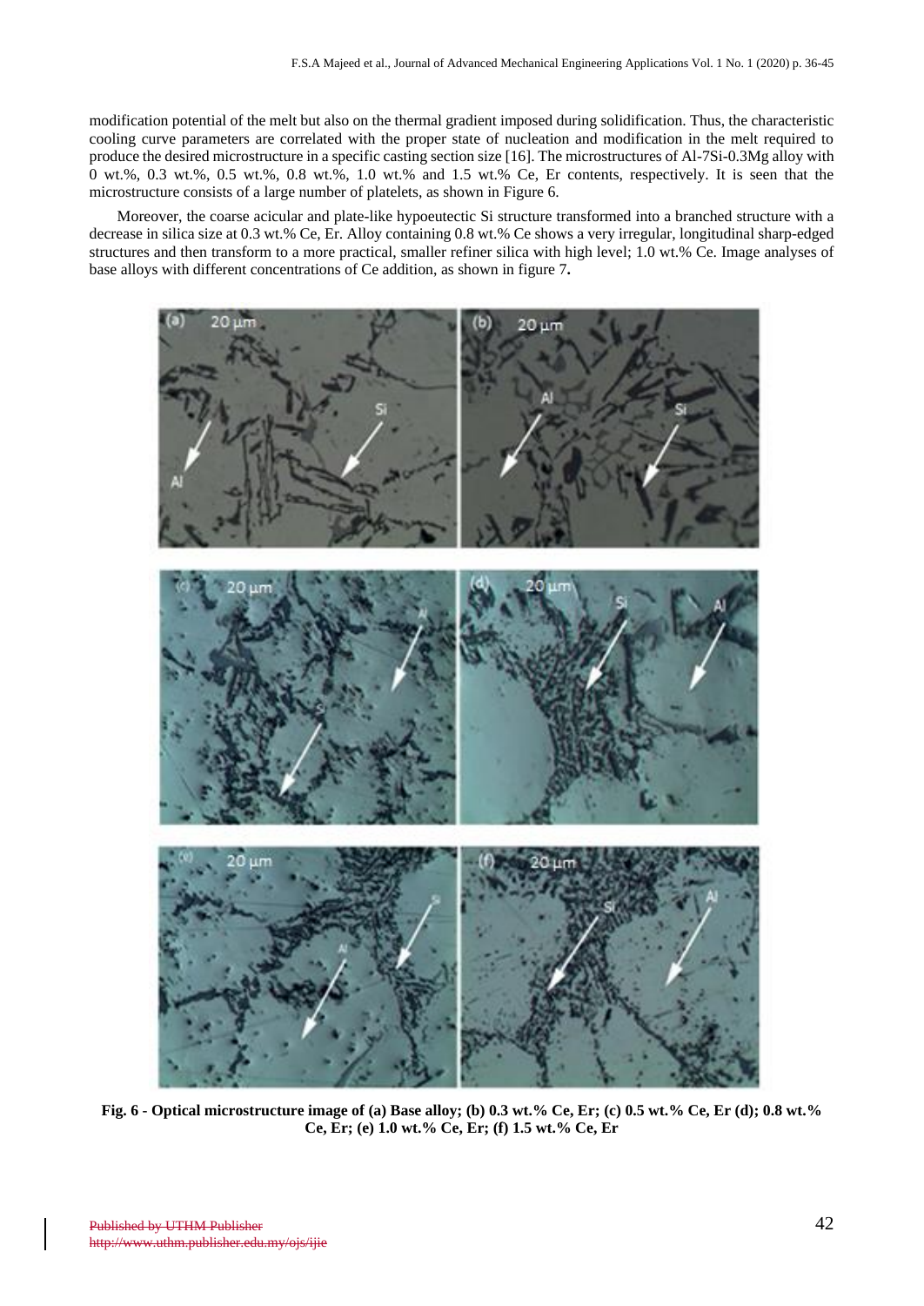modification potential of the melt but also on the thermal gradient imposed during solidification. Thus, the characteristic cooling curve parameters are correlated with the proper state of nucleation and modification in the melt required to produce the desired microstructure in a specific casting section size [16]. The microstructures of Al-7Si-0.3Mg alloy with 0 wt.%, 0.3 wt.%, 0.5 wt.%, 0.8 wt.%, 1.0 wt.% and 1.5 wt.% Ce, Er contents, respectively. It is seen that the microstructure consists of a large number of platelets, as shown in Figure 6.

Moreover, the coarse acicular and plate-like hypoeutectic Si structure transformed into a branched structure with a decrease in silica size at 0.3 wt.% Ce, Er. Alloy containing 0.8 wt.% Ce shows a very irregular, longitudinal sharp-edged structures and then transform to a more practical, smaller refiner silica with high level; 1.0 wt.% Ce. Image analyses of base alloys with different concentrations of Ce addition, as shown in figure 7**.**

**Fig. 6 - Optical microstructure image of (a) Base alloy; (b) 0.3 wt.% Ce, Er; (c) 0.5 wt.% Ce, Er (d); 0.8 wt.% Ce, Er; (e) 1.0 wt.% Ce, Er; (f) 1.5 wt.% Ce, Er**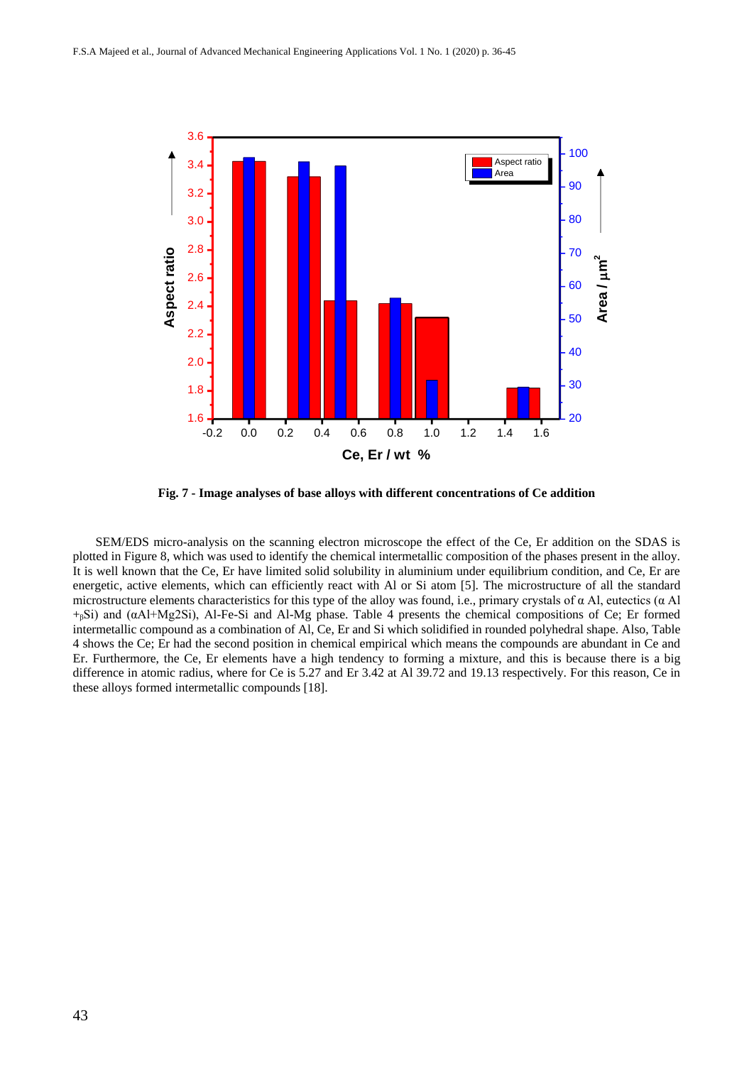**Fig. 7 - Image analyses of base alloys with different concentrations of Ce addition**

SEM/EDS micro-analysis on the scanning electron microscope the effect of the Ce, Er addition on the SDAS is plotted in Figure 8, which was used to identify the chemical intermetallic composition of the phases present in the alloy. It is well known that the Ce, Er have limited solid solubility in aluminium under equilibrium condition, and Ce, Er are energetic, active elements, which can efficiently react with Al or Si atom [5]. The microstructure of all the standard microstructure elements characteristics for this type of the alloy was found, i.e., primary crystals of α Al, eutectics (α Al +$_{\beta}$Si) and (αAl+Mg2Si), Al-Fe-Si and Al-Mg phase. Table 4 presents the chemical compositions of Ce; Er formed intermetallic compound as a combination of Al, Ce, Er and Si which solidified in rounded polyhedral shape. Also, Table 4 shows the Ce; Er had the second position in chemical empirical which means the compounds are abundant in Ce and Er. Furthermore, the Ce, Er elements have a high tendency to forming a mixture, and this is because there is a big difference in atomic radius, where for Ce is 5.27 and Er 3.42 at Al 39.72 and 19.13 respectively. For this reason, Ce in these alloys formed intermetallic compounds [18].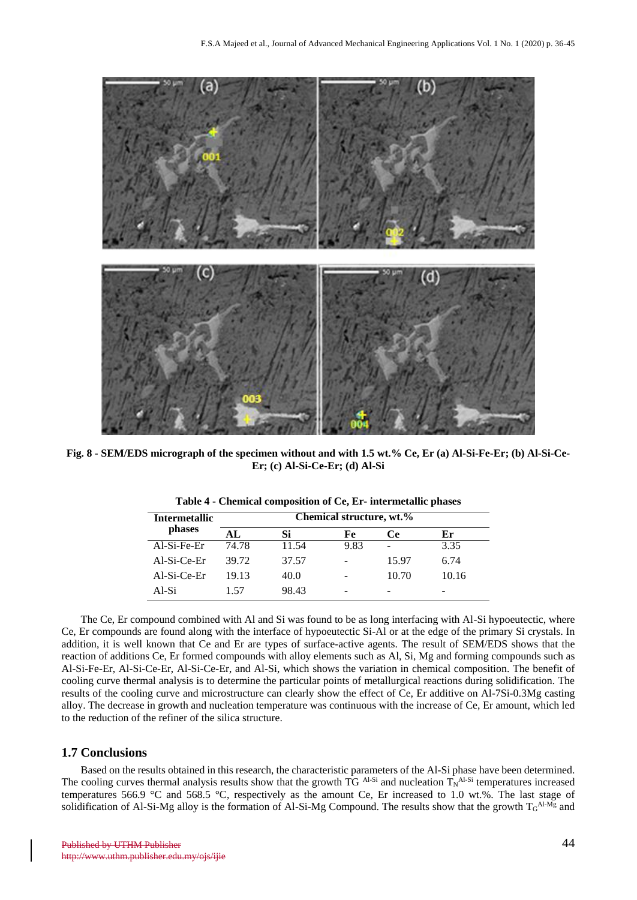**Fig. 8 - SEM/EDS micrograph of the specimen without and with 1.5 wt.% Ce, Er (a) Al-Si-Fe-Er; (b) Al-Si-Ce-Er; (c) Al-Si-Ce-Er; (d) Al-Si**

**Table 4 - Chemical composition of Ce, Er- intermetallic phases**

| Intermetallic phases | Chemical structure, wt.% | | | | |
|---|---|---|---|---|---|
| | AL | Si | Fe | Ce | Er |
| Al-Si-Fe-Er | 74.78 | 11.54 | 9.83 | - | 3.35 |
| Al-Si-Ce-Er | 39.72 | 37.57 | - | 15.97 | 6.74 |
| Al-Si-Ce-Er | 19.13 | 40.0 | - | 10.70 | 10.16 |
| Al-Si | 1.57 | 98.43 | - | - | - |

The Ce, Er compound combined with Al and Si was found to be as long interfacing with Al-Si hypoeutectic, where Ce, Er compounds are found along with the interface of hypoeutectic Si-Al or at the edge of the primary Si crystals. In addition, it is well known that Ce and Er are types of surface-active agents. The result of SEM/EDS shows that the reaction of additions Ce, Er formed compounds with alloy elements such as Al, Si, Mg and forming compounds such as Al-Si-Fe-Er, Al-Si-Ce-Er, Al-Si-Ce-Er, and Al-Si, which shows the variation in chemical composition. The benefit of cooling curve thermal analysis is to determine the particular points of metallurgical reactions during solidification. The results of the cooling curve and microstructure can clearly show the effect of Ce, Er additive on Al-7Si-0.3Mg casting alloy. The decrease in growth and nucleation temperature was continuous with the increase of Ce, Er amount, which led to the reduction of the refiner of the silica structure.

## 1.7 Conclusions

Based on the results obtained in this research, the characteristic parameters of the Al-Si phase have been determined. The cooling curves thermal analysis results show that the growth $TG^{Al-Si}$ and nucleation $T_N^{Al-Si}$ temperatures increased temperatures 566.9 °C and 568.5 °C, respectively as the amount Ce, Er increased to 1.0 wt.%. The last stage of solidification of Al-Si-Mg alloy is the formation of Al-Si-Mg Compound. The results show that the growth $T_G^{Al-Mg}$ and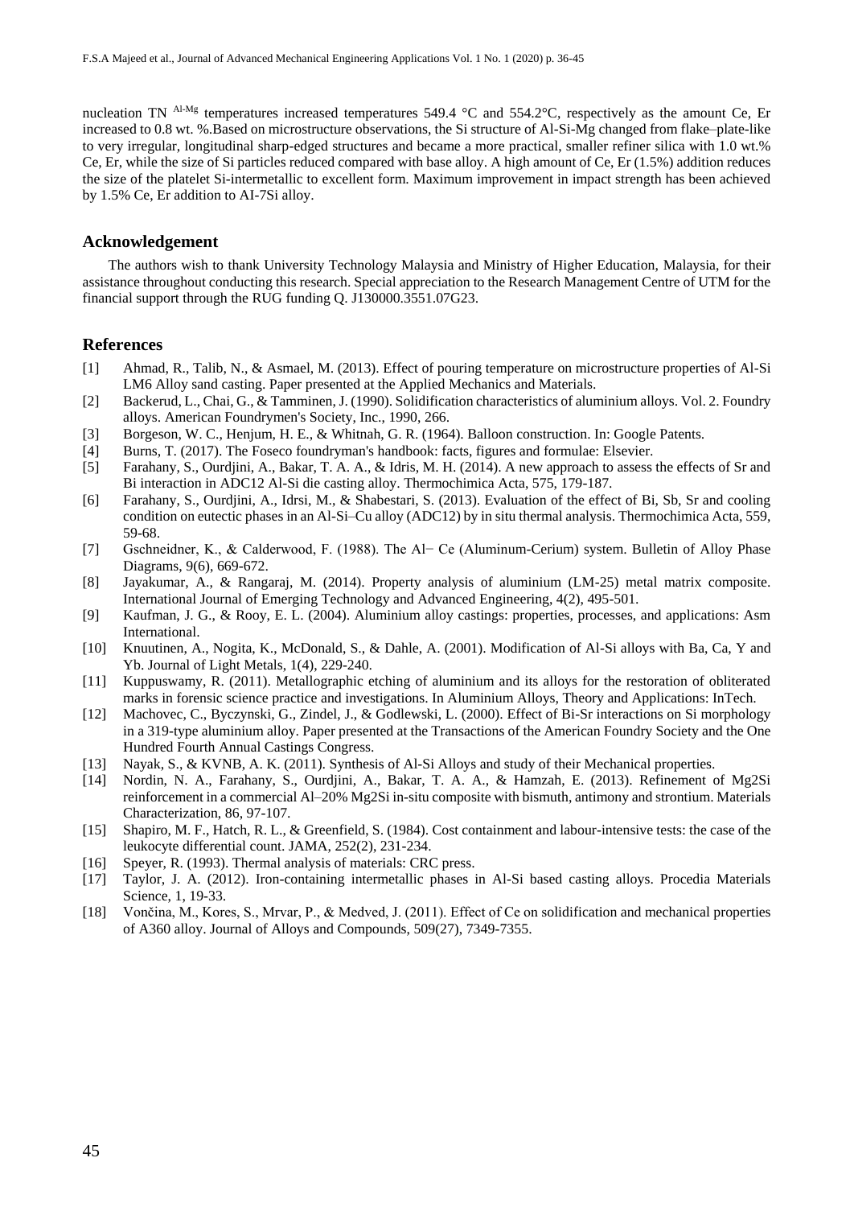nucleation TN [Al-Mg] temperatures increased temperatures 549.4 °C and 554.2°C, respectively as the amount Ce, Er increased to 0.8 wt. %.Based on microstructure observations, the Si structure of Al-Si-Mg changed from flake–plate-like to very irregular, longitudinal sharp-edged structures and became a more practical, smaller refiner silica with 1.0 wt.% Ce, Er, while the size of Si particles reduced compared with base alloy. A high amount of Ce, Er (1.5%) addition reduces the size of the platelet Si-intermetallic to excellent form. Maximum improvement in impact strength has been achieved by 1.5% Ce, Er addition to AI-7Si alloy.

## Acknowledgement

The authors wish to thank University Technology Malaysia and Ministry of Higher Education, Malaysia, for their assistance throughout conducting this research. Special appreciation to the Research Management Centre of UTM for the financial support through the RUG funding Q. J130000.3551.07G23.

## References

[1] Ahmad, R., Talib, N., & Asmael, M. (2013). Effect of pouring temperature on microstructure properties of Al-Si LM6 Alloy sand casting. Paper presented at the Applied Mechanics and Materials.

[2] Backerud, L., Chai, G., & Tamminen, J. (1990). Solidification characteristics of aluminium alloys. Vol. 2. Foundry alloys. American Foundrymen's Society, Inc., 1990, 266.

[3] Borgeson, W. C., Henjum, H. E., & Whitnah, G. R. (1964). Balloon construction. In: Google Patents.

[4] Burns, T. (2017). The Foseco foundryman's handbook: facts, figures and formulae: Elsevier.

[5] Farahany, S., Ourdjini, A., Bakar, T. A. A., & Idris, M. H. (2014). A new approach to assess the effects of Sr and Bi interaction in ADC12 Al-Si die casting alloy. Thermochimica Acta, 575, 179-187.

[6] Farahany, S., Ourdjini, A., Idrsi, M., & Shabestari, S. (2013). Evaluation of the effect of Bi, Sb, Sr and cooling condition on eutectic phases in an Al–Si–Cu alloy (ADC12) by in situ thermal analysis. Thermochimica Acta, 559, 59-68.

[7] Gschneidner, K., & Calderwood, F. (1988). The Al− Ce (Aluminum-Cerium) system. Bulletin of Alloy Phase Diagrams, 9(6), 669-672.

[8] Jayakumar, A., & Rangaraj, M. (2014). Property analysis of aluminium (LM-25) metal matrix composite. International Journal of Emerging Technology and Advanced Engineering, 4(2), 495-501.

[9] Kaufman, J. G., & Rooy, E. L. (2004). Aluminium alloy castings: properties, processes, and applications: Asm International.

[10] Knuutinen, A., Nogita, K., McDonald, S., & Dahle, A. (2001). Modification of Al-Si alloys with Ba, Ca, Y and Yb. Journal of Light Metals, 1(4), 229-240.

[11] Kuppuswamy, R. (2011). Metallographic etching of aluminium and its alloys for the restoration of obliterated marks in forensic science practice and investigations. In Aluminium Alloys, Theory and Applications: InTech.

[12] Machovec, C., Byczynski, G., Zindel, J., & Godlewski, L. (2000). Effect of Bi-Sr interactions on Si morphology in a 319-type aluminium alloy. Paper presented at the Transactions of the American Foundry Society and the One Hundred Fourth Annual Castings Congress.

[13] Nayak, S., & KVNB, A. K. (2011). Synthesis of Al-Si Alloys and study of their Mechanical properties.

[14] Nordin, N. A., Farahany, S., Ourdjini, A., Bakar, T. A. A., & Hamzah, E. (2013). Refinement of Mg2Si reinforcement in a commercial Al–20% Mg2Si in-situ composite with bismuth, antimony and strontium. Materials Characterization, 86, 97-107.

[15] Shapiro, M. F., Hatch, R. L., & Greenfield, S. (1984). Cost containment and labour-intensive tests: the case of the leukocyte differential count. JAMA, 252(2), 231-234.

[16] Speyer, R. (1993). Thermal analysis of materials: CRC press.

[17] Taylor, J. A. (2012). Iron-containing intermetallic phases in Al-Si based casting alloys. Procedia Materials Science, 1, 19-33.

[18] Vončina, M., Kores, S., Mrvar, P., & Medved, J. (2011). Effect of Ce on solidification and mechanical properties of A360 alloy. Journal of Alloys and Compounds, 509(27), 7349-7355.